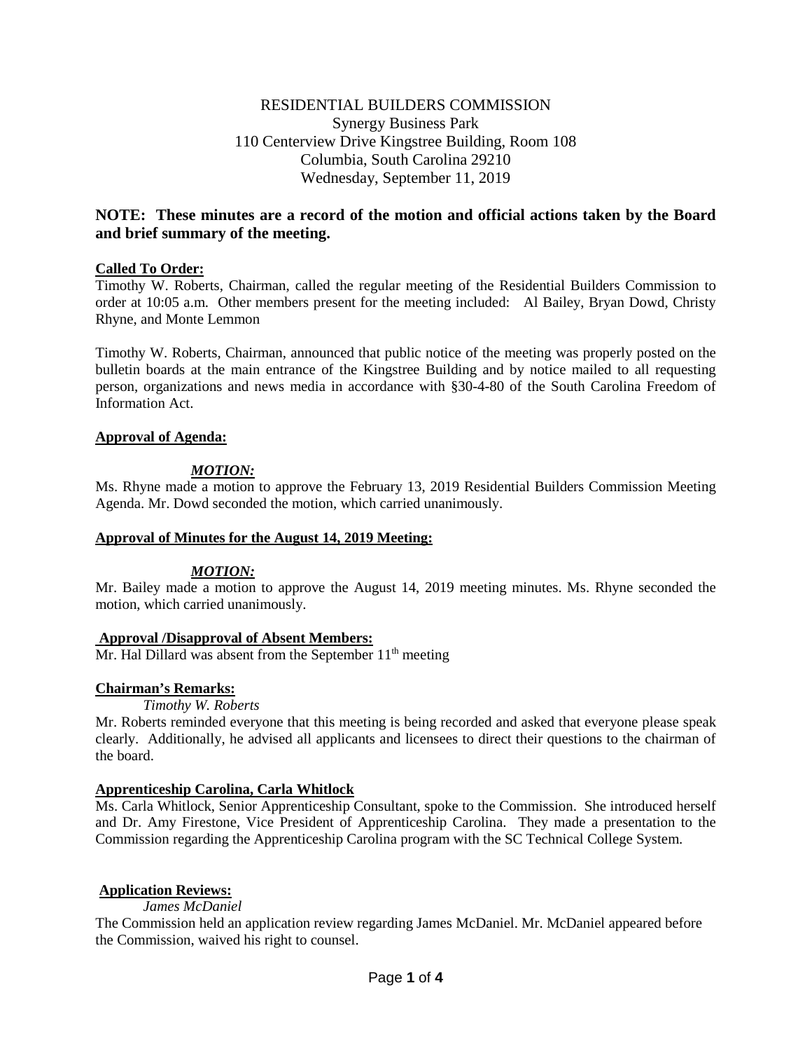RESIDENTIAL BUILDERS COMMISSION
Synergy Business Park
110 Centerview Drive Kingstree Building, Room 108
Columbia, South Carolina 29210
Wednesday, September 11, 2019

**NOTE: These minutes are a record of the motion and official actions taken by the Board and brief summary of the meeting.**

**Called To Order:**
Timothy W. Roberts, Chairman, called the regular meeting of the Residential Builders Commission to order at 10:05 a.m. Other members present for the meeting included: Al Bailey, Bryan Dowd, Christy Rhyne, and Monte Lemmon

Timothy W. Roberts, Chairman, announced that public notice of the meeting was properly posted on the bulletin boards at the main entrance of the Kingstree Building and by notice mailed to all requesting person, organizations and news media in accordance with §30-4-80 of the South Carolina Freedom of Information Act.

**Approval of Agenda:**

***MOTION:***
Ms. Rhyne made a motion to approve the February 13, 2019 Residential Builders Commission Meeting Agenda. Mr. Dowd seconded the motion, which carried unanimously.

**Approval of Minutes for the August 14, 2019 Meeting:**

***MOTION:***
Mr. Bailey made a motion to approve the August 14, 2019 meeting minutes. Ms. Rhyne seconded the motion, which carried unanimously.

**Approval /Disapproval of Absent Members:**
Mr. Hal Dillard was absent from the September 11th meeting

**Chairman's Remarks:**
*Timothy W. Roberts*
Mr. Roberts reminded everyone that this meeting is being recorded and asked that everyone please speak clearly. Additionally, he advised all applicants and licensees to direct their questions to the chairman of the board.

**Apprenticeship Carolina, Carla Whitlock**
Ms. Carla Whitlock, Senior Apprenticeship Consultant, spoke to the Commission. She introduced herself and Dr. Amy Firestone, Vice President of Apprenticeship Carolina. They made a presentation to the Commission regarding the Apprenticeship Carolina program with the SC Technical College System.

**Application Reviews:**
*James McDaniel*
The Commission held an application review regarding James McDaniel. Mr. McDaniel appeared before the Commission, waived his right to counsel.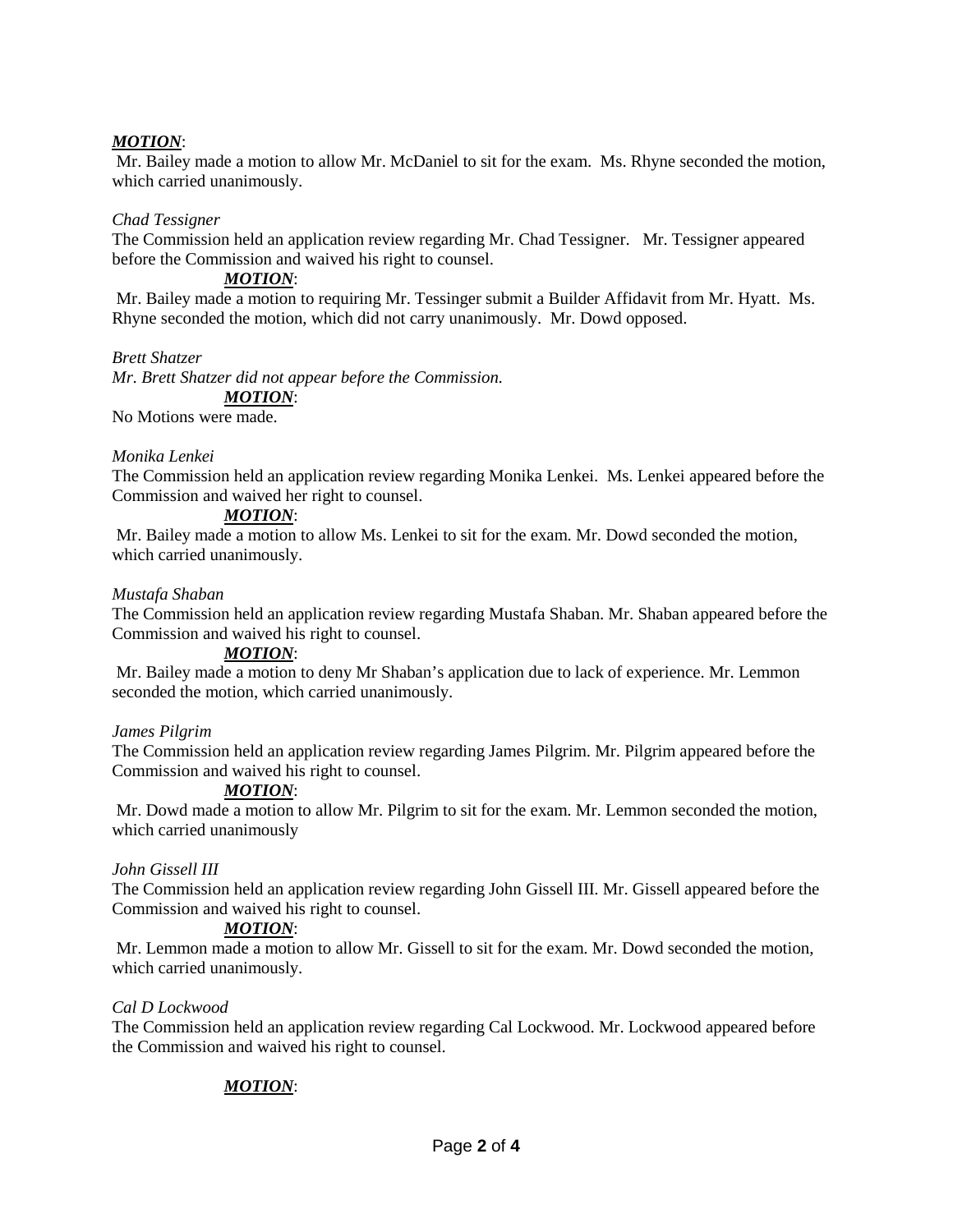***MOTION***:
Mr. Bailey made a motion to allow Mr. McDaniel to sit for the exam. Ms. Rhyne seconded the motion, which carried unanimously.

*Chad Tessigner*
The Commission held an application review regarding Mr. Chad Tessigner. Mr. Tessigner appeared before the Commission and waived his right to counsel.

***MOTION***:
Mr. Bailey made a motion to requiring Mr. Tessinger submit a Builder Affidavit from Mr. Hyatt. Ms. Rhyne seconded the motion, which did not carry unanimously. Mr. Dowd opposed.

*Brett Shatzer*
*Mr. Brett Shatzer did not appear before the Commission.*

***MOTION***:
No Motions were made.

*Monika Lenkei*
The Commission held an application review regarding Monika Lenkei. Ms. Lenkei appeared before the Commission and waived her right to counsel.

***MOTION***:
Mr. Bailey made a motion to allow Ms. Lenkei to sit for the exam. Mr. Dowd seconded the motion, which carried unanimously.

*Mustafa Shaban*
The Commission held an application review regarding Mustafa Shaban. Mr. Shaban appeared before the Commission and waived his right to counsel.

***MOTION***:
Mr. Bailey made a motion to deny Mr Shaban's application due to lack of experience. Mr. Lemmon seconded the motion, which carried unanimously.

*James Pilgrim*
The Commission held an application review regarding James Pilgrim. Mr. Pilgrim appeared before the Commission and waived his right to counsel.

***MOTION***:
Mr. Dowd made a motion to allow Mr. Pilgrim to sit for the exam. Mr. Lemmon seconded the motion, which carried unanimously

*John Gissell III*
The Commission held an application review regarding John Gissell III. Mr. Gissell appeared before the Commission and waived his right to counsel.

***MOTION***:
Mr. Lemmon made a motion to allow Mr. Gissell to sit for the exam. Mr. Dowd seconded the motion, which carried unanimously.

*Cal D Lockwood*
The Commission held an application review regarding Cal Lockwood. Mr. Lockwood appeared before the Commission and waived his right to counsel.

***MOTION***: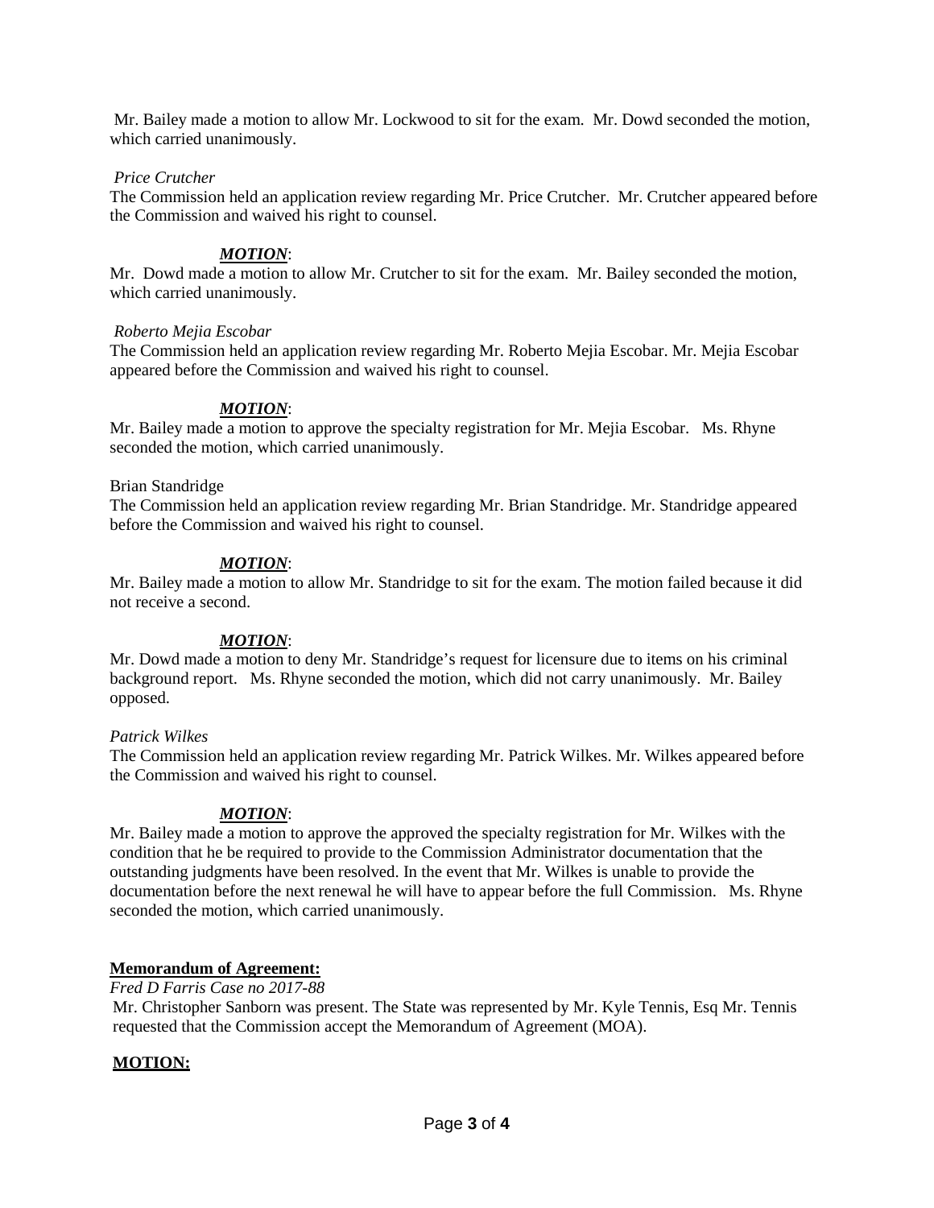Mr. Bailey made a motion to allow Mr. Lockwood to sit for the exam. Mr. Dowd seconded the motion, which carried unanimously.

*Price Crutcher*

The Commission held an application review regarding Mr. Price Crutcher. Mr. Crutcher appeared before the Commission and waived his right to counsel.

***MOTION***:

Mr. Dowd made a motion to allow Mr. Crutcher to sit for the exam. Mr. Bailey seconded the motion, which carried unanimously.

*Roberto Mejia Escobar*

The Commission held an application review regarding Mr. Roberto Mejia Escobar. Mr. Mejia Escobar appeared before the Commission and waived his right to counsel.

***MOTION***:

Mr. Bailey made a motion to approve the specialty registration for Mr. Mejia Escobar. Ms. Rhyne seconded the motion, which carried unanimously.

Brian Standridge

The Commission held an application review regarding Mr. Brian Standridge. Mr. Standridge appeared before the Commission and waived his right to counsel.

***MOTION***:

Mr. Bailey made a motion to allow Mr. Standridge to sit for the exam. The motion failed because it did not receive a second.

***MOTION***:

Mr. Dowd made a motion to deny Mr. Standridge's request for licensure due to items on his criminal background report. Ms. Rhyne seconded the motion, which did not carry unanimously. Mr. Bailey opposed.

*Patrick Wilkes*

The Commission held an application review regarding Mr. Patrick Wilkes. Mr. Wilkes appeared before the Commission and waived his right to counsel.

***MOTION***:

Mr. Bailey made a motion to approve the approved the specialty registration for Mr. Wilkes with the condition that he be required to provide to the Commission Administrator documentation that the outstanding judgments have been resolved. In the event that Mr. Wilkes is unable to provide the documentation before the next renewal he will have to appear before the full Commission. Ms. Rhyne seconded the motion, which carried unanimously.

**Memorandum of Agreement:**

*Fred D Farris Case no 2017-88*

Mr. Christopher Sanborn was present. The State was represented by Mr. Kyle Tennis, Esq Mr. Tennis requested that the Commission accept the Memorandum of Agreement (MOA).

**MOTION:**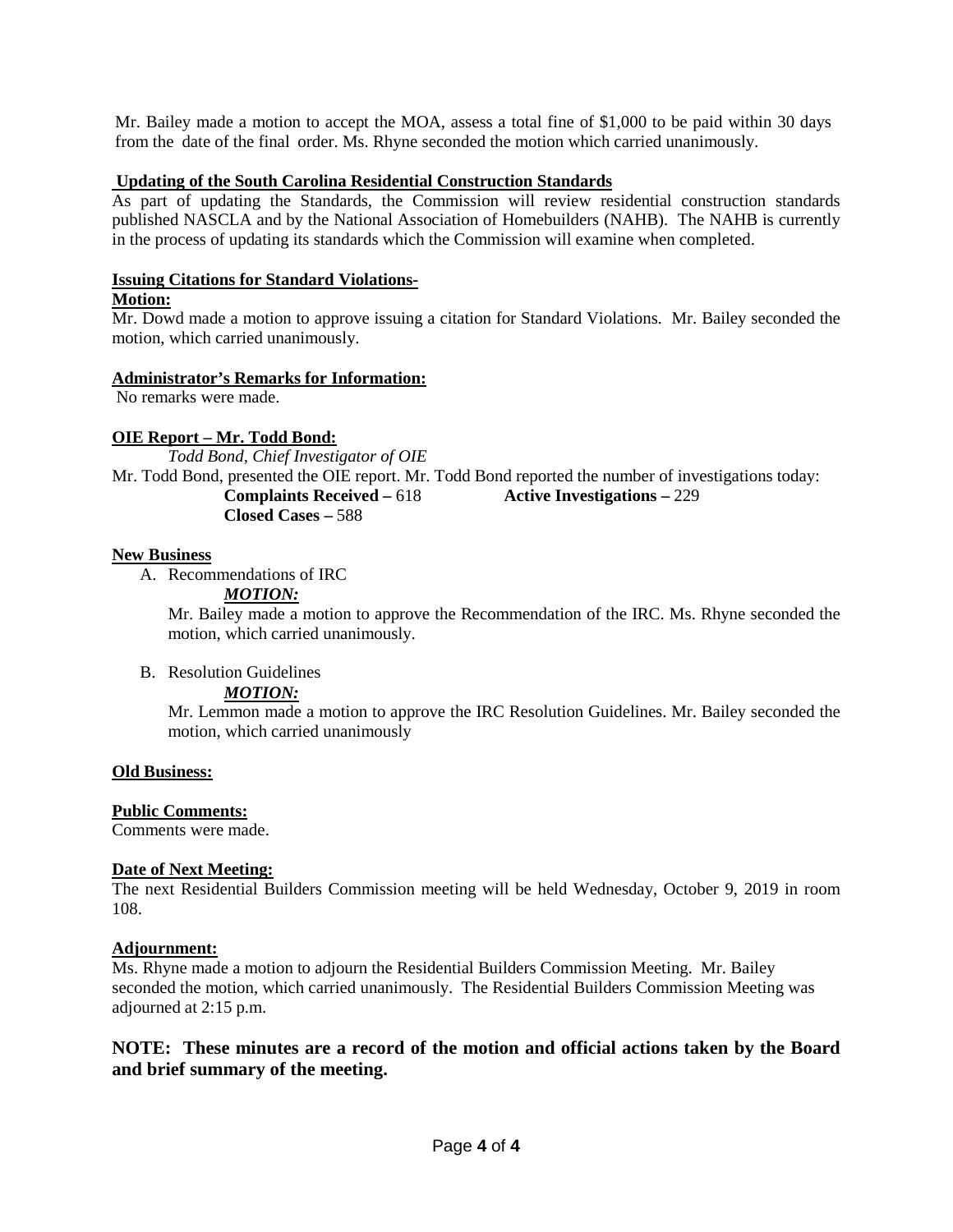Mr. Bailey made a motion to accept the MOA, assess a total fine of $1,000 to be paid within 30 days from the date of the final order. Ms. Rhyne seconded the motion which carried unanimously.

**Updating of the South Carolina Residential Construction Standards**

As part of updating the Standards, the Commission will review residential construction standards published NASCLA and by the National Association of Homebuilders (NAHB). The NAHB is currently in the process of updating its standards which the Commission will examine when completed.

**Issuing Citations for Standard Violations-**

**Motion:**

Mr. Dowd made a motion to approve issuing a citation for Standard Violations. Mr. Bailey seconded the motion, which carried unanimously.

**Administrator's Remarks for Information:**

No remarks were made.

**OIE Report – Mr. Todd Bond:**

*Todd Bond, Chief Investigator of OIE*

Mr. Todd Bond, presented the OIE report. Mr. Todd Bond reported the number of investigations today:

**Complaints Received –** 618 **Active Investigations –** 229

**Closed Cases –** 588

**New Business**

A. Recommendations of IRC

*MOTION:*

Mr. Bailey made a motion to approve the Recommendation of the IRC. Ms. Rhyne seconded the motion, which carried unanimously.

B. Resolution Guidelines

*MOTION:*

Mr. Lemmon made a motion to approve the IRC Resolution Guidelines. Mr. Bailey seconded the motion, which carried unanimously

**Old Business:**

**Public Comments:**

Comments were made.

**Date of Next Meeting:**

The next Residential Builders Commission meeting will be held Wednesday, October 9, 2019 in room 108.

**Adjournment:**

Ms. Rhyne made a motion to adjourn the Residential Builders Commission Meeting. Mr. Bailey seconded the motion, which carried unanimously. The Residential Builders Commission Meeting was adjourned at 2:15 p.m.

**NOTE: These minutes are a record of the motion and official actions taken by the Board and brief summary of the meeting.**